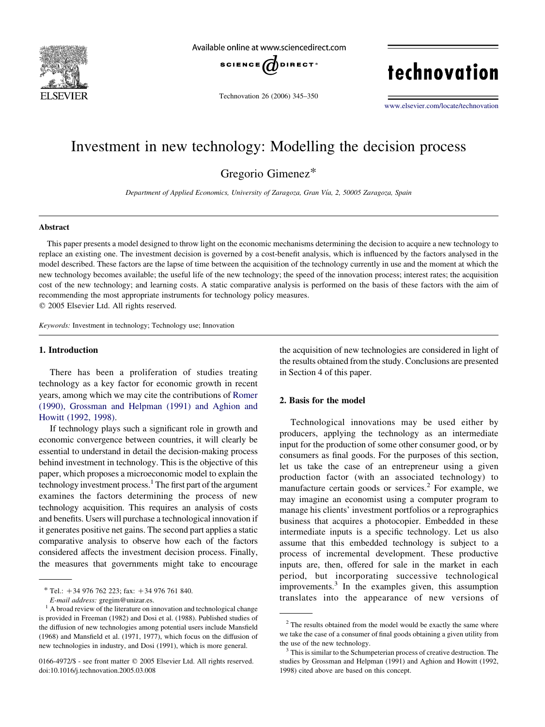# Investment in new technology: Modelling the decision process

Gregorio Gimenez*

*Department of Applied Economics, University of Zaragoza, Gran Vía, 2, 50005 Zaragoza, Spain*

## Abstract

This paper presents a model designed to throw light on the economic mechanisms determining the decision to acquire a new technology to replace an existing one. The investment decision is governed by a cost-benefit analysis, which is influenced by the factors analysed in the model described. These factors are the lapse of time between the acquisition of the technology currently in use and the moment at which the new technology becomes available; the useful life of the new technology; the speed of the innovation process; interest rates; the acquisition cost of the new technology; and learning costs. A static comparative analysis is performed on the basis of these factors with the aim of recommending the most appropriate instruments for technology policy measures.

© 2005 Elsevier Ltd. All rights reserved.

*Keywords:* Investment in technology; Technology use; Innovation

## 1. Introduction

There has been a proliferation of studies treating technology as a key factor for economic growth in recent years, among which we may cite the contributions of Romer (1990), Grossman and Helpman (1991) and Aghion and Howitt (1992, 1998).

If technology plays such a significant role in growth and economic convergence between countries, it will clearly be essential to understand in detail the decision-making process behind investment in technology. This is the objective of this paper, which proposes a microeconomic model to explain the technology investment process.[1] The first part of the argument examines the factors determining the process of new technology acquisition. This requires an analysis of costs and benefits. Users will purchase a technological innovation if it generates positive net gains. The second part applies a static comparative analysis to observe how each of the factors considered affects the investment decision process. Finally, the measures that governments might take to encourage the acquisition of new technologies are considered in light of the results obtained from the study. Conclusions are presented in Section 4 of this paper.

## 2. Basis for the model

Technological innovations may be used either by producers, applying the technology as an intermediate input for the production of some other consumer good, or by consumers as final goods. For the purposes of this section, let us take the case of an entrepreneur using a given production factor (with an associated technology) to manufacture certain goods or services.[2] For example, we may imagine an economist using a computer program to manage his clients' investment portfolios or a reprographics business that acquires a photocopier. Embedded in these intermediate inputs is a specific technology. Let us also assume that this embedded technology is subject to a process of incremental development. These productive inputs are, then, offered for sale in the market in each period, but incorporating successive technological improvements.[3] In the examples given, this assumption translates into the appearance of new versions of

---

* Tel.: +34 976 762 223; fax: +34 976 761 840.
*E-mail address:* gregim@unizar.es.

[1] A broad review of the literature on innovation and technological change is provided in Freeman (1982) and Dosi et al. (1988). Published studies of the diffusion of new technologies among potential users include Mansfield (1968) and Mansfield et al. (1971, 1977), which focus on the diffusion of new technologies in industry, and Dosi (1991), which is more general.

[2] The results obtained from the model would be exactly the same where we take the case of a consumer of final goods obtaining a given utility from the use of the new technology.

[3] This is similar to the Schumpeterian process of creative destruction. The studies by Grossman and Helpman (1991) and Aghion and Howitt (1992, 1998) cited above are based on this concept.

0166-4972/$ - see front matter © 2005 Elsevier Ltd. All rights reserved.
doi:10.1016/j.technovation.2005.03.008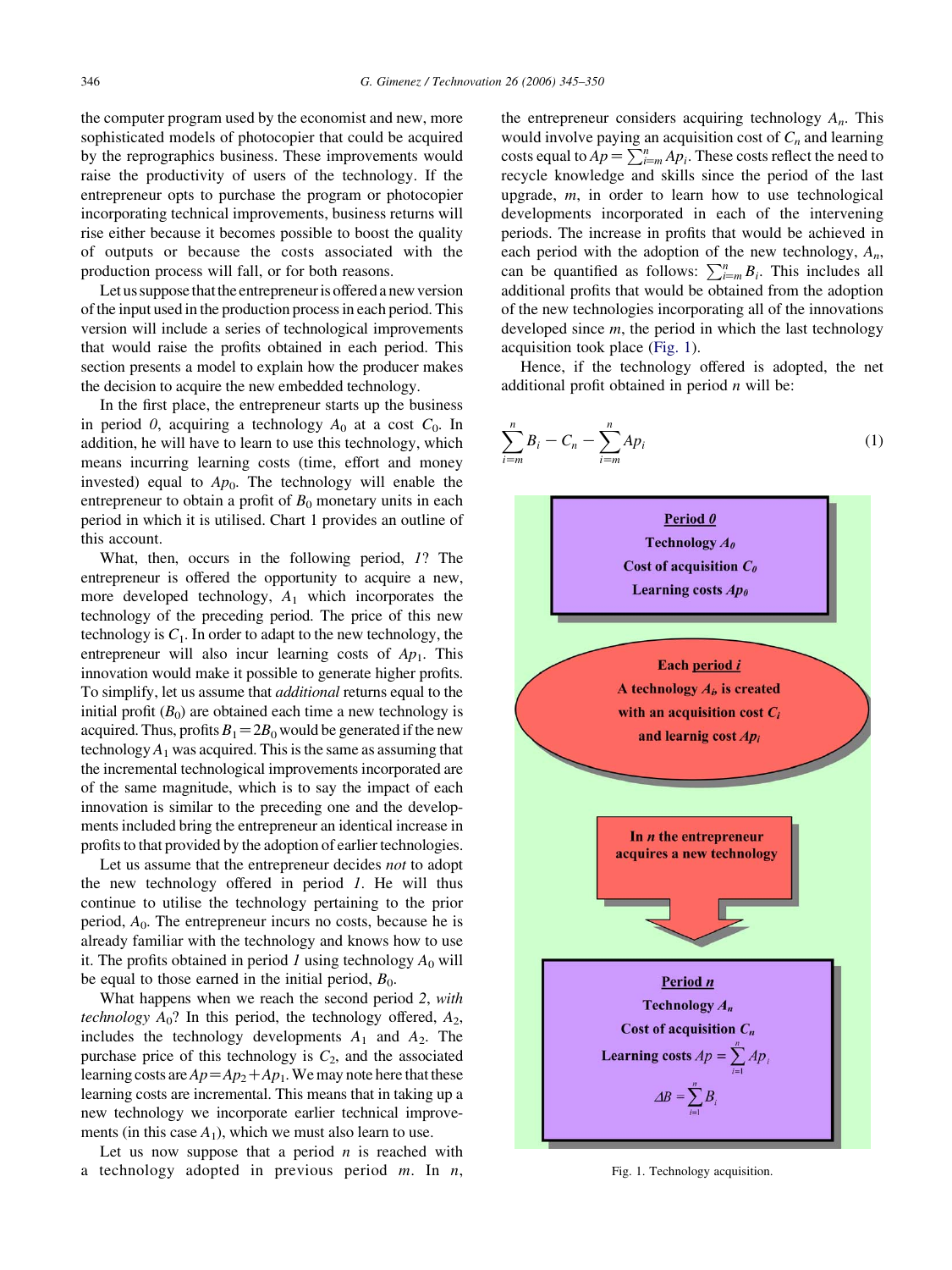the computer program used by the economist and new, more sophisticated models of photocopier that could be acquired by the reprographics business. These improvements would raise the productivity of users of the technology. If the entrepreneur opts to purchase the program or photocopier incorporating technical improvements, business returns will rise either because it becomes possible to boost the quality of outputs or because the costs associated with the production process will fall, or for both reasons.

Let us suppose that the entrepreneur is offered a new version of the input used in the production process in each period. This version will include a series of technological improvements that would raise the profits obtained in each period. This section presents a model to explain how the producer makes the decision to acquire the new embedded technology.

In the first place, the entrepreneur starts up the business in period *0*, acquiring a technology $A_0$ at a cost $C_0$. In addition, he will have to learn to use this technology, which means incurring learning costs (time, effort and money invested) equal to $Ap_0$. The technology will enable the entrepreneur to obtain a profit of $B_0$ monetary units in each period in which it is utilised. Chart 1 provides an outline of this account.

What, then, occurs in the following period, *1*? The entrepreneur is offered the opportunity to acquire a new, more developed technology, $A_1$ which incorporates the technology of the preceding period. The price of this new technology is $C_1$. In order to adapt to the new technology, the entrepreneur will also incur learning costs of $Ap_1$. This innovation would make it possible to generate higher profits. To simplify, let us assume that *additional* returns equal to the initial profit ($B_0$) are obtained each time a new technology is acquired. Thus, profits $B_1 = 2B_0$ would be generated if the new technology $A_1$ was acquired. This is the same as assuming that the incremental technological improvements incorporated are of the same magnitude, which is to say the impact of each innovation is similar to the preceding one and the developments included bring the entrepreneur an identical increase in profits to that provided by the adoption of earlier technologies.

Let us assume that the entrepreneur decides *not* to adopt the new technology offered in period *1*. He will thus continue to utilise the technology pertaining to the prior period, $A_0$. The entrepreneur incurs no costs, because he is already familiar with the technology and knows how to use it. The profits obtained in period *1* using technology $A_0$ will be equal to those earned in the initial period, $B_0$.

What happens when we reach the second period *2*, *with technology* $A_0$? In this period, the technology offered, $A_2$, includes the technology developments $A_1$ and $A_2$. The purchase price of this technology is $C_2$, and the associated learning costs are $Ap = Ap_2 + Ap_1$. We may note here that these learning costs are incremental. This means that in taking up a new technology we incorporate earlier technical improvements (in this case $A_1$), which we must also learn to use.

Let us now suppose that a period *n* is reached with a technology adopted in previous period *m*. In *n*, the entrepreneur considers acquiring technology $A_n$. This would involve paying an acquisition cost of $C_n$ and learning costs equal to $Ap = \sum_{i=m}^{n} Ap_i$. These costs reflect the need to recycle knowledge and skills since the period of the last upgrade, *m*, in order to learn how to use technological developments incorporated in each of the intervening periods. The increase in profits that would be achieved in each period with the adoption of the new technology, $A_n$, can be quantified as follows: $\sum_{i=m}^{n} B_i$. This includes all additional profits that would be obtained from the adoption of the new technologies incorporating all of the innovations developed since *m*, the period in which the last technology acquisition took place (Fig. 1).

Hence, if the technology offered is adopted, the net additional profit obtained in period *n* will be:

$$\sum_{i=m}^{n} B_i - C_n - \sum_{i=m}^{n} Ap_i \tag{1}$$

**Period 0**
**Technology $A_0$**
**Cost of acquisition $C_0$**
**Learning costs $Ap_0$**

**Each period *i***
**A technology $A_i$, is created**
**with an acquisition cost $C_i$**
**and learnig cost $Ap_i$**

**In *n* the entrepreneur acquires a new technology**

**Period *n***
**Technology $A_n$**
**Cost of acquisition $C_n$**
**Learning costs** $Ap = \sum_{i=1}^{n} Ap_i$

$\Delta B = \sum_{i=1}^{n} B_i$

Fig. 1. Technology acquisition.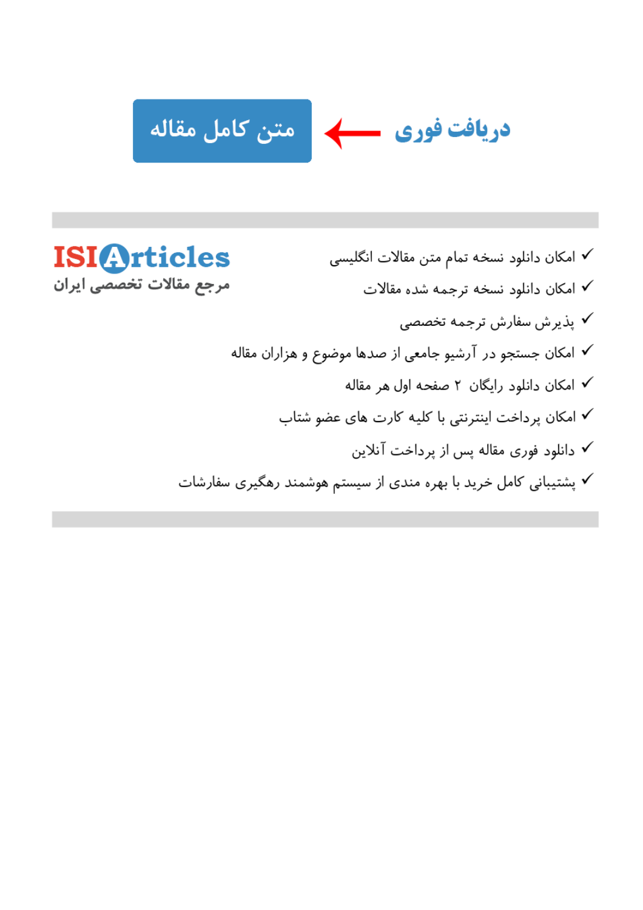دریافت فوری ← متن کامل مقاله

**ISIArticles**
مرجع مقالات تخصصی ایران

- ✓ امکان دانلود نسخه تمام متن مقالات انگلیسی
- ✓ امکان دانلود نسخه ترجمه شده مقالات
- ✓ پذیرش سفارش ترجمه تخصصی
- ✓ امکان جستجو در آرشیو جامعی از صدها موضوع و هزاران مقاله
- ✓ امکان دانلود رایگان ۲ صفحه اول هر مقاله
- ✓ امکان پرداخت اینترنتی با کلیه کارت های عضو شتاب
- ✓ دانلود فوری مقاله پس از پرداخت آنلاین
- ✓ پشتیبانی کامل خرید با بهره مندی از سیستم هوشمند رهگیری سفارشات